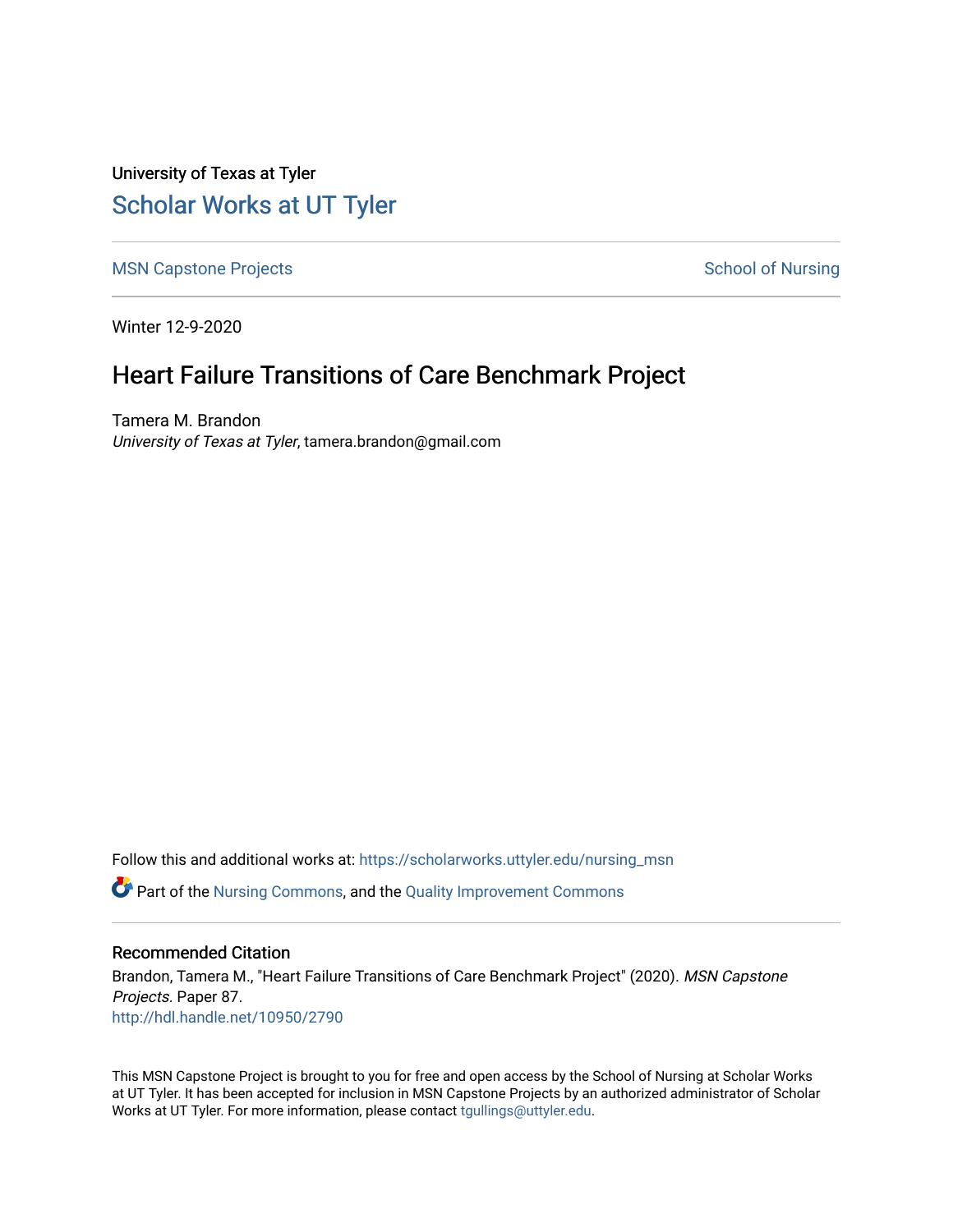University of Texas at Tyler

# Scholar Works at UT Tyler

MSN Capstone Projects

School of Nursing

Winter 12-9-2020

## Heart Failure Transitions of Care Benchmark Project

Tamera M. Brandon
*University of Texas at Tyler*, tamera.brandon@gmail.com

Follow this and additional works at: https://scholarworks.uttyler.edu/nursing_msn

Part of the Nursing Commons, and the Quality Improvement Commons

### Recommended Citation

Brandon, Tamera M., "Heart Failure Transitions of Care Benchmark Project" (2020). *MSN Capstone Projects.* Paper 87.
http://hdl.handle.net/10950/2790

This MSN Capstone Project is brought to you for free and open access by the School of Nursing at Scholar Works at UT Tyler. It has been accepted for inclusion in MSN Capstone Projects by an authorized administrator of Scholar Works at UT Tyler. For more information, please contact tgullings@uttyler.edu.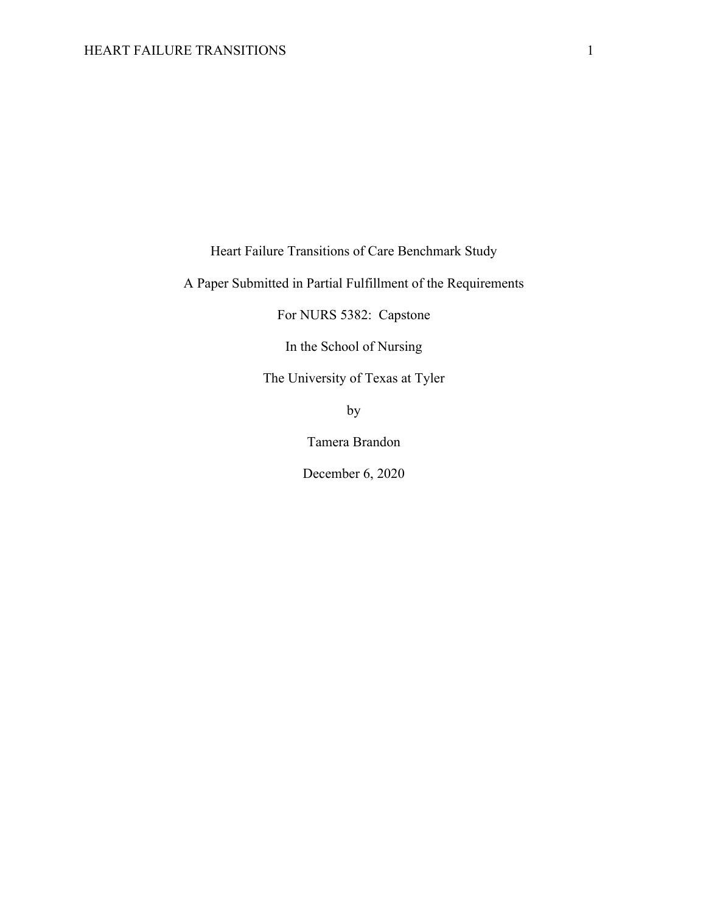Heart Failure Transitions of Care Benchmark Study

A Paper Submitted in Partial Fulfillment of the Requirements

For NURS 5382: Capstone

In the School of Nursing

The University of Texas at Tyler

by

Tamera Brandon

December 6, 2020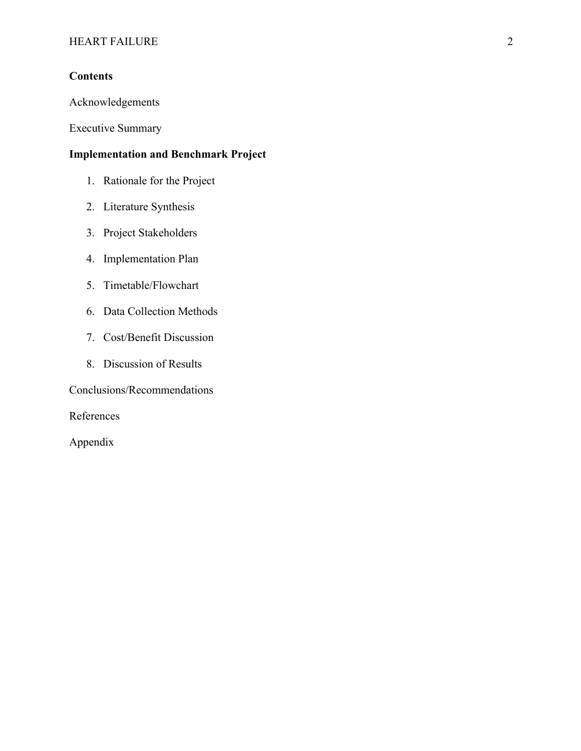## Contents

Acknowledgements

Executive Summary

**Implementation and Benchmark Project**

1. Rationale for the Project
2. Literature Synthesis
3. Project Stakeholders
4. Implementation Plan
5. Timetable/Flowchart
6. Data Collection Methods
7. Cost/Benefit Discussion
8. Discussion of Results

Conclusions/Recommendations

References

Appendix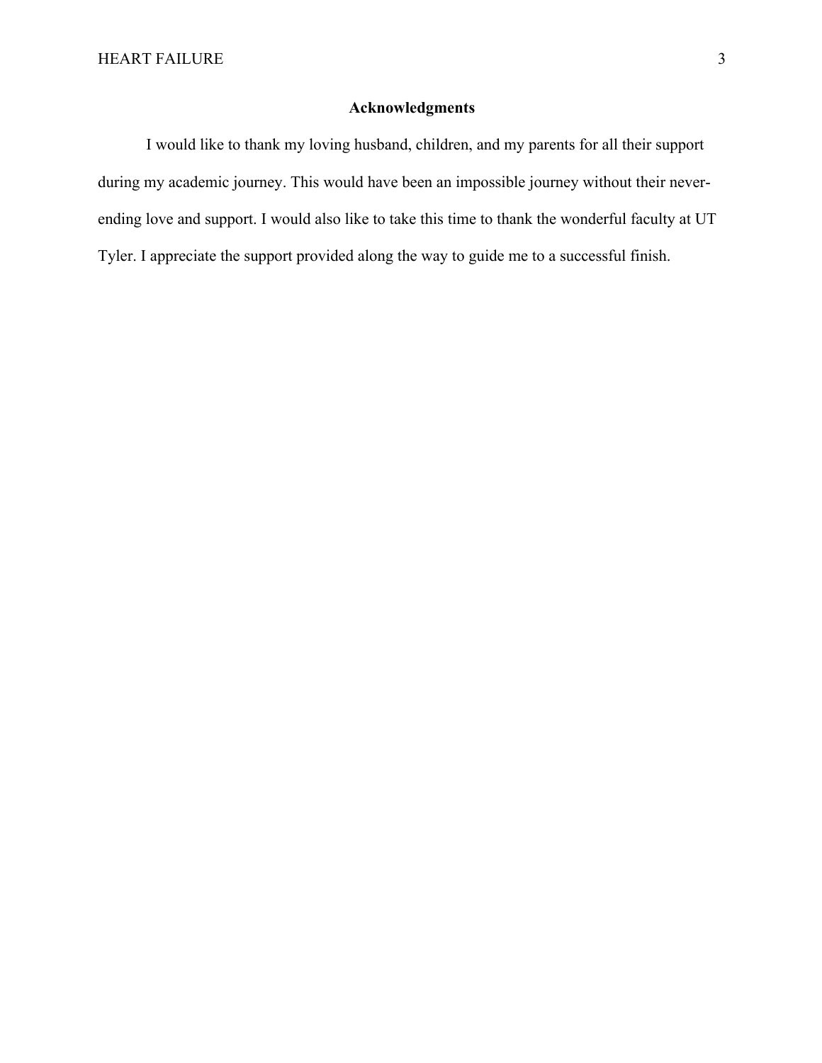## Acknowledgments

I would like to thank my loving husband, children, and my parents for all their support during my academic journey. This would have been an impossible journey without their never-ending love and support. I would also like to take this time to thank the wonderful faculty at UT Tyler. I appreciate the support provided along the way to guide me to a successful finish.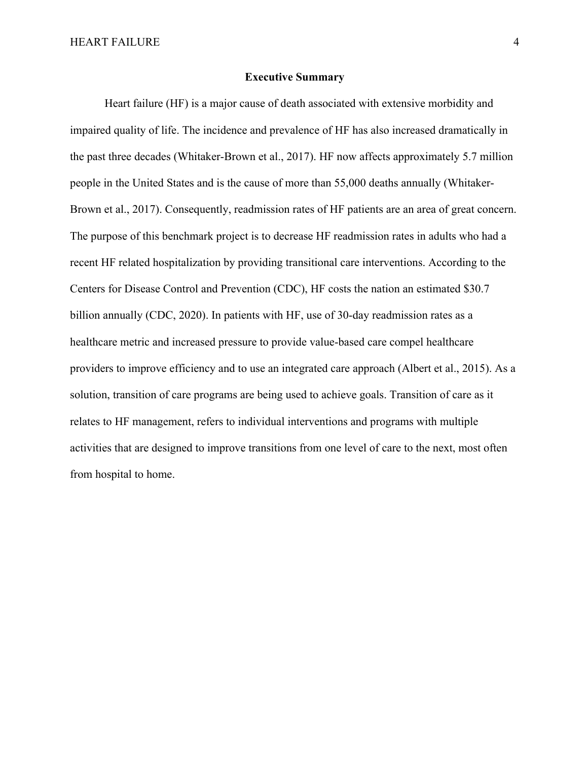## Executive Summary

Heart failure (HF) is a major cause of death associated with extensive morbidity and impaired quality of life. The incidence and prevalence of HF has also increased dramatically in the past three decades (Whitaker-Brown et al., 2017). HF now affects approximately 5.7 million people in the United States and is the cause of more than 55,000 deaths annually (Whitaker-Brown et al., 2017). Consequently, readmission rates of HF patients are an area of great concern. The purpose of this benchmark project is to decrease HF readmission rates in adults who had a recent HF related hospitalization by providing transitional care interventions. According to the Centers for Disease Control and Prevention (CDC), HF costs the nation an estimated $30.7 billion annually (CDC, 2020). In patients with HF, use of 30-day readmission rates as a healthcare metric and increased pressure to provide value-based care compel healthcare providers to improve efficiency and to use an integrated care approach (Albert et al., 2015). As a solution, transition of care programs are being used to achieve goals. Transition of care as it relates to HF management, refers to individual interventions and programs with multiple activities that are designed to improve transitions from one level of care to the next, most often from hospital to home.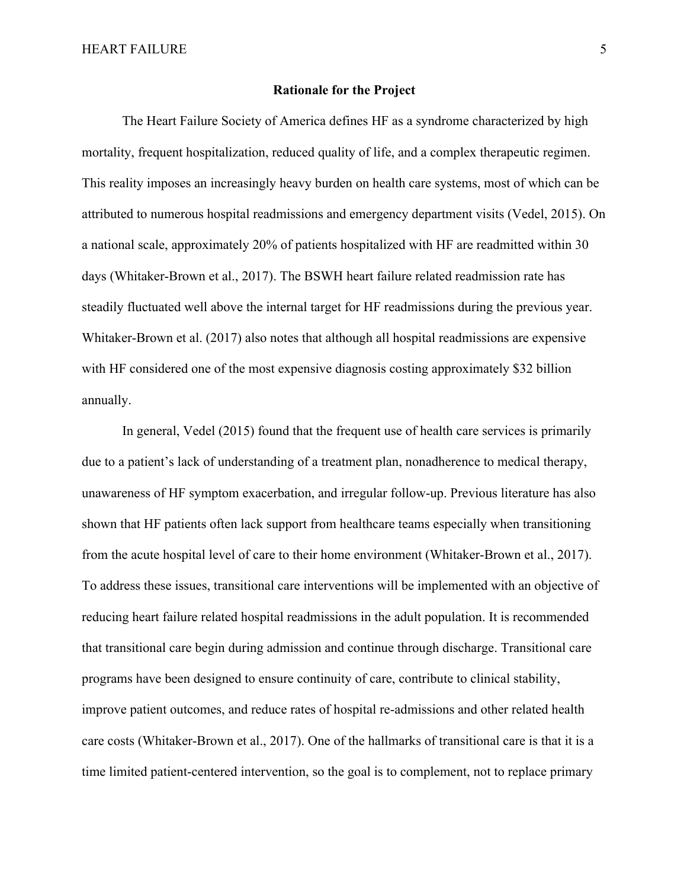**Rationale for the Project**

The Heart Failure Society of America defines HF as a syndrome characterized by high mortality, frequent hospitalization, reduced quality of life, and a complex therapeutic regimen. This reality imposes an increasingly heavy burden on health care systems, most of which can be attributed to numerous hospital readmissions and emergency department visits (Vedel, 2015). On a national scale, approximately 20% of patients hospitalized with HF are readmitted within 30 days (Whitaker-Brown et al., 2017). The BSWH heart failure related readmission rate has steadily fluctuated well above the internal target for HF readmissions during the previous year. Whitaker-Brown et al. (2017) also notes that although all hospital readmissions are expensive with HF considered one of the most expensive diagnosis costing approximately $32 billion annually.

In general, Vedel (2015) found that the frequent use of health care services is primarily due to a patient's lack of understanding of a treatment plan, nonadherence to medical therapy, unawareness of HF symptom exacerbation, and irregular follow-up. Previous literature has also shown that HF patients often lack support from healthcare teams especially when transitioning from the acute hospital level of care to their home environment (Whitaker-Brown et al., 2017). To address these issues, transitional care interventions will be implemented with an objective of reducing heart failure related hospital readmissions in the adult population. It is recommended that transitional care begin during admission and continue through discharge. Transitional care programs have been designed to ensure continuity of care, contribute to clinical stability, improve patient outcomes, and reduce rates of hospital re-admissions and other related health care costs (Whitaker-Brown et al., 2017). One of the hallmarks of transitional care is that it is a time limited patient-centered intervention, so the goal is to complement, not to replace primary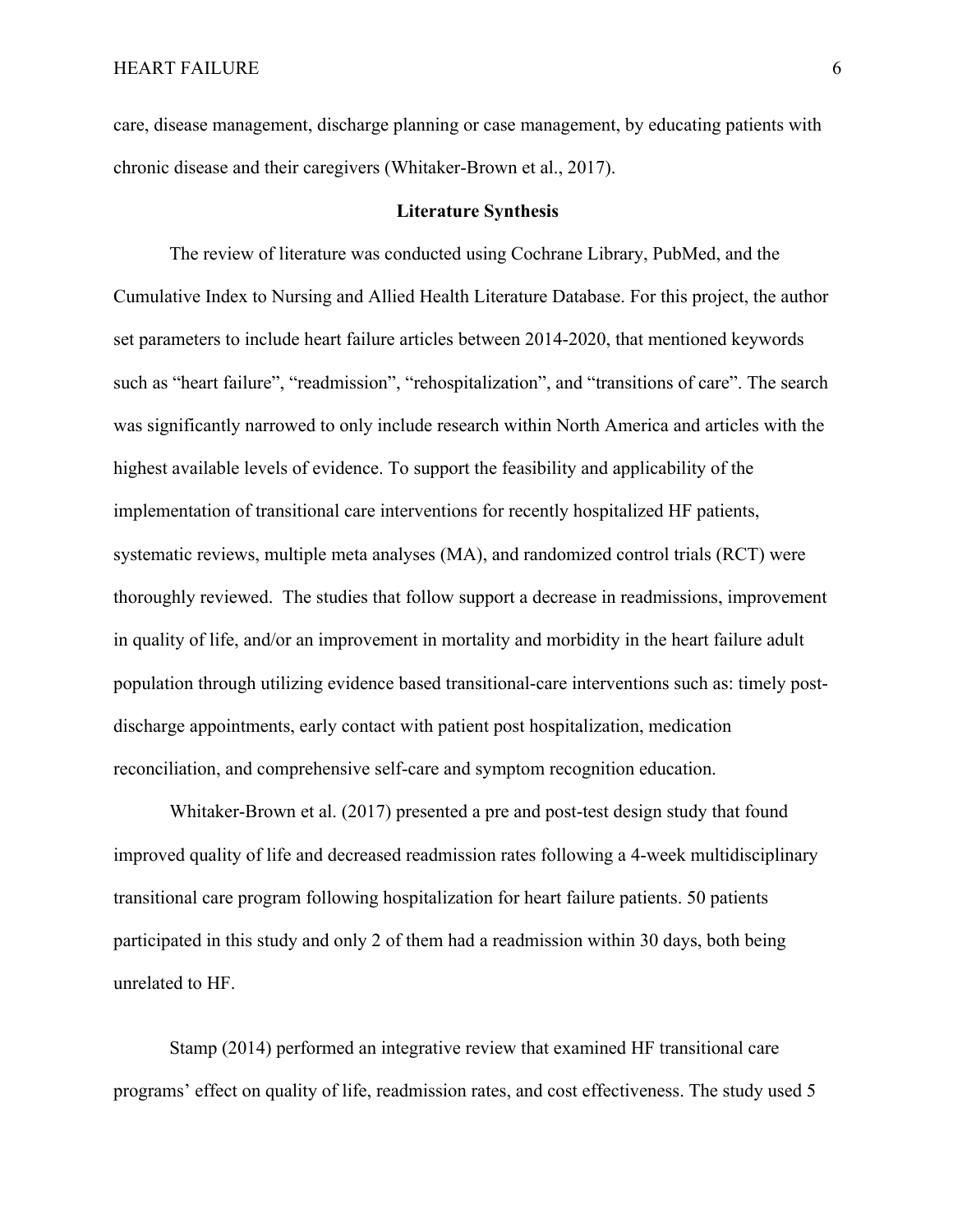care, disease management, discharge planning or case management, by educating patients with chronic disease and their caregivers (Whitaker-Brown et al., 2017).

## Literature Synthesis

The review of literature was conducted using Cochrane Library, PubMed, and the Cumulative Index to Nursing and Allied Health Literature Database. For this project, the author set parameters to include heart failure articles between 2014-2020, that mentioned keywords such as "heart failure", "readmission", "rehospitalization", and "transitions of care". The search was significantly narrowed to only include research within North America and articles with the highest available levels of evidence. To support the feasibility and applicability of the implementation of transitional care interventions for recently hospitalized HF patients, systematic reviews, multiple meta analyses (MA), and randomized control trials (RCT) were thoroughly reviewed. The studies that follow support a decrease in readmissions, improvement in quality of life, and/or an improvement in mortality and morbidity in the heart failure adult population through utilizing evidence based transitional-care interventions such as: timely post-discharge appointments, early contact with patient post hospitalization, medication reconciliation, and comprehensive self-care and symptom recognition education.

Whitaker-Brown et al. (2017) presented a pre and post-test design study that found improved quality of life and decreased readmission rates following a 4-week multidisciplinary transitional care program following hospitalization for heart failure patients. 50 patients participated in this study and only 2 of them had a readmission within 30 days, both being unrelated to HF.

Stamp (2014) performed an integrative review that examined HF transitional care programs' effect on quality of life, readmission rates, and cost effectiveness. The study used 5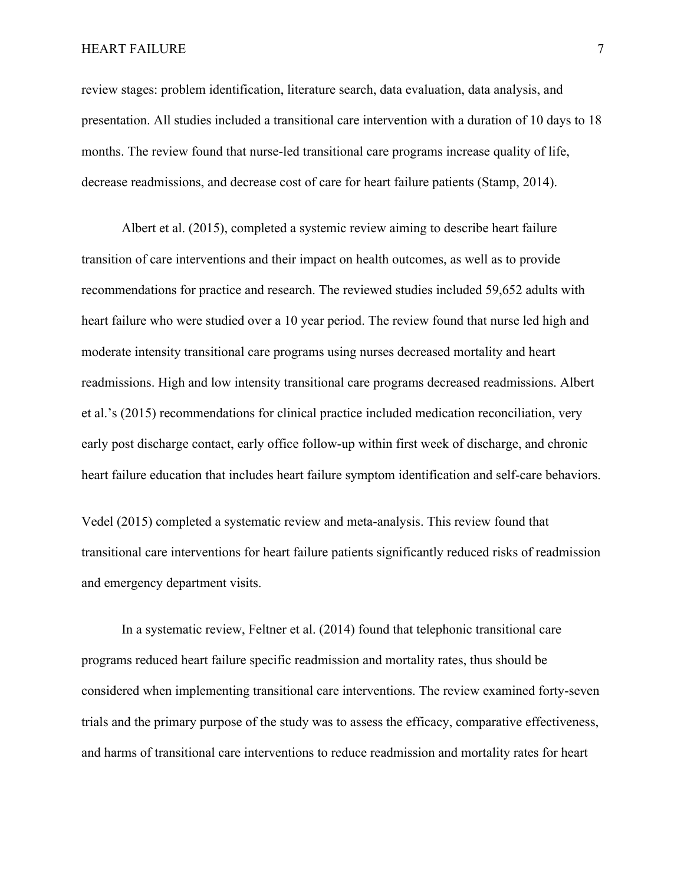review stages: problem identification, literature search, data evaluation, data analysis, and presentation. All studies included a transitional care intervention with a duration of 10 days to 18 months. The review found that nurse-led transitional care programs increase quality of life, decrease readmissions, and decrease cost of care for heart failure patients (Stamp, 2014).

Albert et al. (2015), completed a systemic review aiming to describe heart failure transition of care interventions and their impact on health outcomes, as well as to provide recommendations for practice and research. The reviewed studies included 59,652 adults with heart failure who were studied over a 10 year period. The review found that nurse led high and moderate intensity transitional care programs using nurses decreased mortality and heart readmissions. High and low intensity transitional care programs decreased readmissions. Albert et al.'s (2015) recommendations for clinical practice included medication reconciliation, very early post discharge contact, early office follow-up within first week of discharge, and chronic heart failure education that includes heart failure symptom identification and self-care behaviors.

Vedel (2015) completed a systematic review and meta-analysis. This review found that transitional care interventions for heart failure patients significantly reduced risks of readmission and emergency department visits.

In a systematic review, Feltner et al. (2014) found that telephonic transitional care programs reduced heart failure specific readmission and mortality rates, thus should be considered when implementing transitional care interventions. The review examined forty-seven trials and the primary purpose of the study was to assess the efficacy, comparative effectiveness, and harms of transitional care interventions to reduce readmission and mortality rates for heart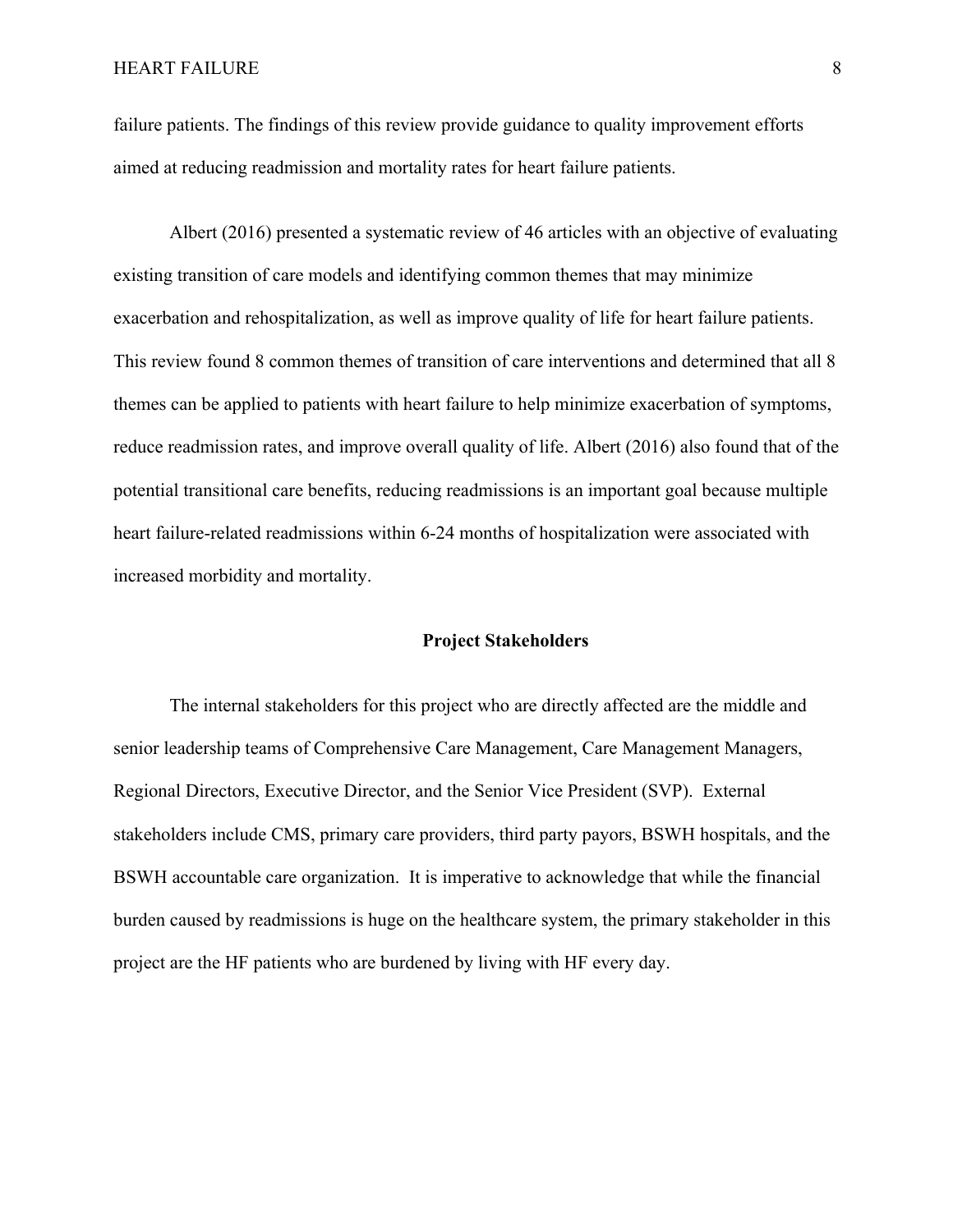failure patients. The findings of this review provide guidance to quality improvement efforts aimed at reducing readmission and mortality rates for heart failure patients.

Albert (2016) presented a systematic review of 46 articles with an objective of evaluating existing transition of care models and identifying common themes that may minimize exacerbation and rehospitalization, as well as improve quality of life for heart failure patients. This review found 8 common themes of transition of care interventions and determined that all 8 themes can be applied to patients with heart failure to help minimize exacerbation of symptoms, reduce readmission rates, and improve overall quality of life. Albert (2016) also found that of the potential transitional care benefits, reducing readmissions is an important goal because multiple heart failure-related readmissions within 6-24 months of hospitalization were associated with increased morbidity and mortality.

## Project Stakeholders

The internal stakeholders for this project who are directly affected are the middle and senior leadership teams of Comprehensive Care Management, Care Management Managers, Regional Directors, Executive Director, and the Senior Vice President (SVP). External stakeholders include CMS, primary care providers, third party payors, BSWH hospitals, and the BSWH accountable care organization. It is imperative to acknowledge that while the financial burden caused by readmissions is huge on the healthcare system, the primary stakeholder in this project are the HF patients who are burdened by living with HF every day.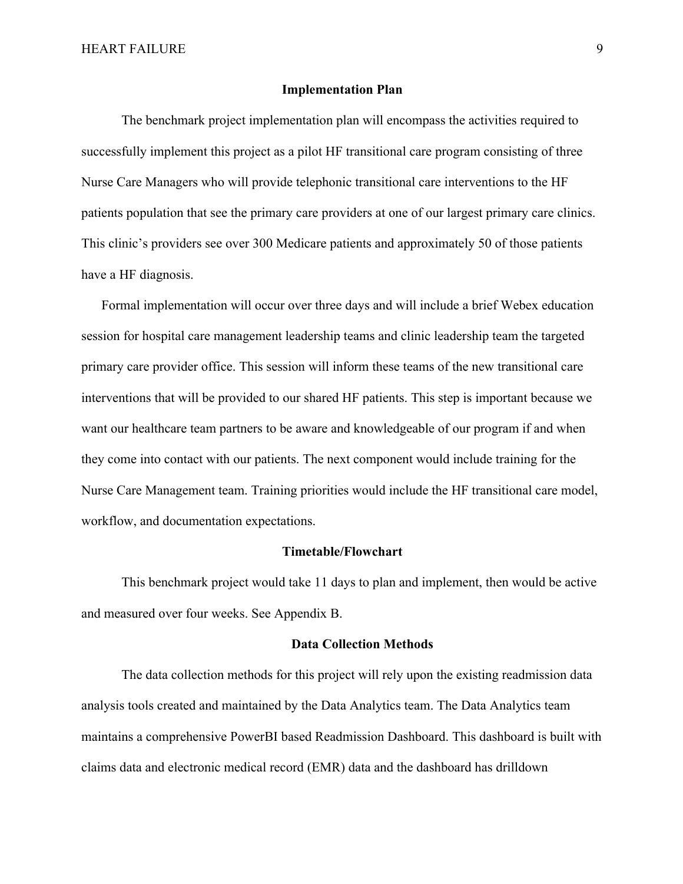## Implementation Plan

The benchmark project implementation plan will encompass the activities required to successfully implement this project as a pilot HF transitional care program consisting of three Nurse Care Managers who will provide telephonic transitional care interventions to the HF patients population that see the primary care providers at one of our largest primary care clinics. This clinic's providers see over 300 Medicare patients and approximately 50 of those patients have a HF diagnosis.

Formal implementation will occur over three days and will include a brief Webex education session for hospital care management leadership teams and clinic leadership team the targeted primary care provider office. This session will inform these teams of the new transitional care interventions that will be provided to our shared HF patients. This step is important because we want our healthcare team partners to be aware and knowledgeable of our program if and when they come into contact with our patients. The next component would include training for the Nurse Care Management team. Training priorities would include the HF transitional care model, workflow, and documentation expectations.

## Timetable/Flowchart

This benchmark project would take 11 days to plan and implement, then would be active and measured over four weeks. See Appendix B.

## Data Collection Methods

The data collection methods for this project will rely upon the existing readmission data analysis tools created and maintained by the Data Analytics team. The Data Analytics team maintains a comprehensive PowerBI based Readmission Dashboard. This dashboard is built with claims data and electronic medical record (EMR) data and the dashboard has drilldown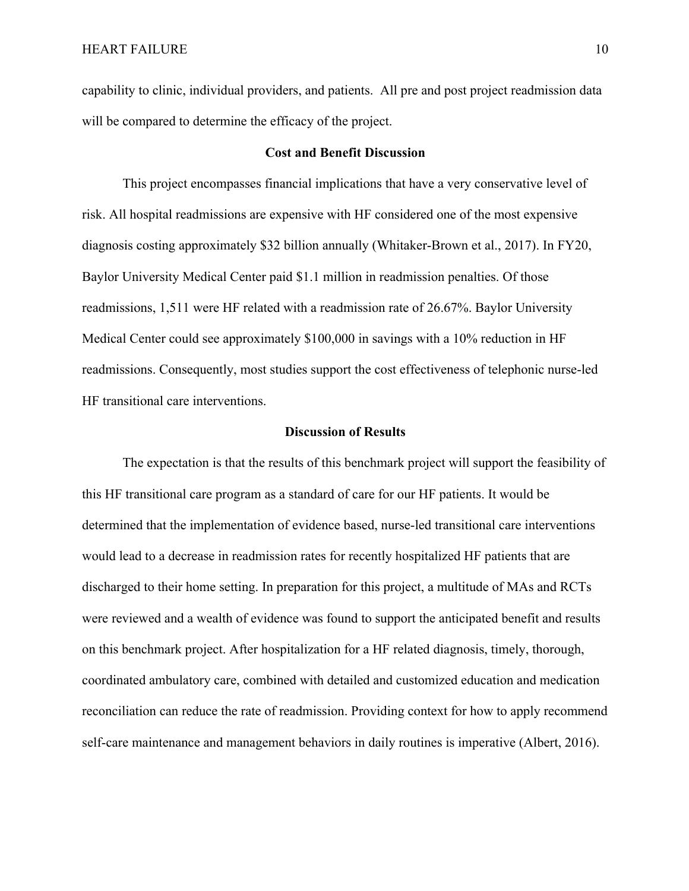capability to clinic, individual providers, and patients.  All pre and post project readmission data will be compared to determine the efficacy of the project.

## Cost and Benefit Discussion

This project encompasses financial implications that have a very conservative level of risk. All hospital readmissions are expensive with HF considered one of the most expensive diagnosis costing approximately $32 billion annually (Whitaker-Brown et al., 2017). In FY20, Baylor University Medical Center paid $1.1 million in readmission penalties. Of those readmissions, 1,511 were HF related with a readmission rate of 26.67%. Baylor University Medical Center could see approximately $100,000 in savings with a 10% reduction in HF readmissions. Consequently, most studies support the cost effectiveness of telephonic nurse-led HF transitional care interventions.

## Discussion of Results

The expectation is that the results of this benchmark project will support the feasibility of this HF transitional care program as a standard of care for our HF patients. It would be determined that the implementation of evidence based, nurse-led transitional care interventions would lead to a decrease in readmission rates for recently hospitalized HF patients that are discharged to their home setting. In preparation for this project, a multitude of MAs and RCTs were reviewed and a wealth of evidence was found to support the anticipated benefit and results on this benchmark project. After hospitalization for a HF related diagnosis, timely, thorough, coordinated ambulatory care, combined with detailed and customized education and medication reconciliation can reduce the rate of readmission. Providing context for how to apply recommend self-care maintenance and management behaviors in daily routines is imperative (Albert, 2016).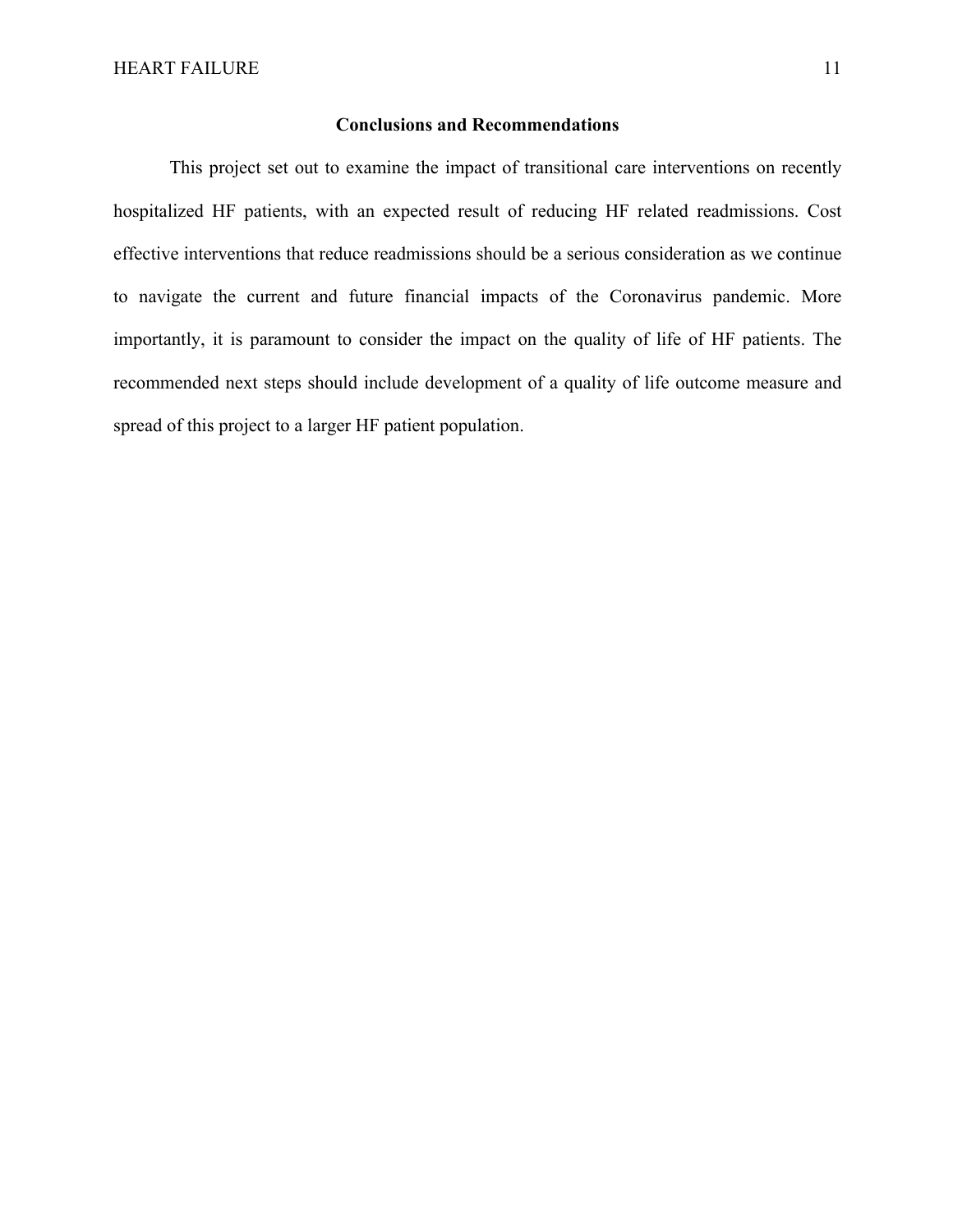## Conclusions and Recommendations

This project set out to examine the impact of transitional care interventions on recently hospitalized HF patients, with an expected result of reducing HF related readmissions. Cost effective interventions that reduce readmissions should be a serious consideration as we continue to navigate the current and future financial impacts of the Coronavirus pandemic. More importantly, it is paramount to consider the impact on the quality of life of HF patients. The recommended next steps should include development of a quality of life outcome measure and spread of this project to a larger HF patient population.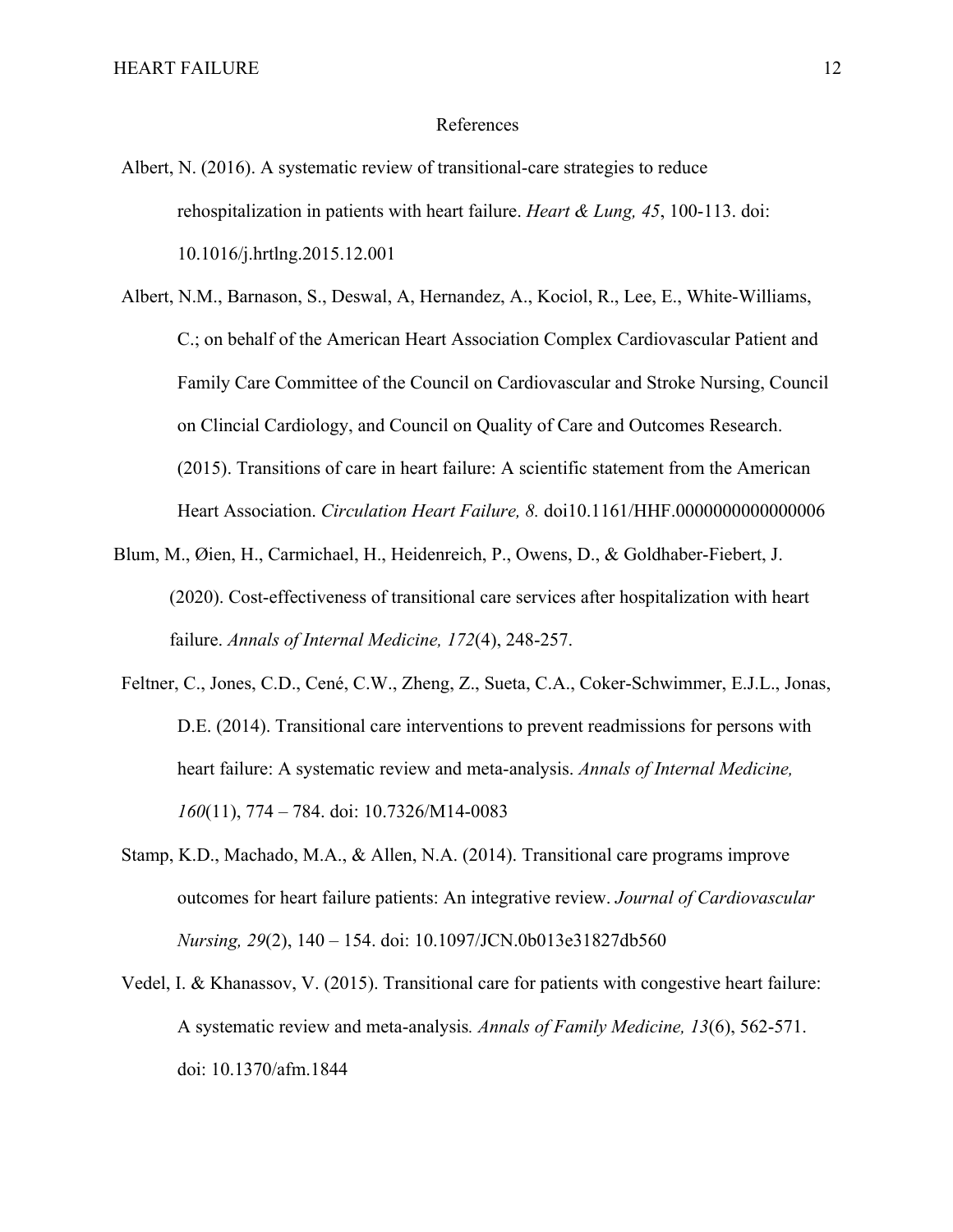# References

Albert, N. (2016). A systematic review of transitional-care strategies to reduce rehospitalization in patients with heart failure. *Heart & Lung, 45*, 100-113. doi: 10.1016/j.hrtlng.2015.12.001

Albert, N.M., Barnason, S., Deswal, A, Hernandez, A., Kociol, R., Lee, E., White-Williams, C.; on behalf of the American Heart Association Complex Cardiovascular Patient and Family Care Committee of the Council on Cardiovascular and Stroke Nursing, Council on Clincial Cardiology, and Council on Quality of Care and Outcomes Research. (2015). Transitions of care in heart failure: A scientific statement from the American Heart Association. *Circulation Heart Failure, 8.* doi10.1161/HHF.0000000000000006

Blum, M., Øien, H., Carmichael, H., Heidenreich, P., Owens, D., & Goldhaber-Fiebert, J. (2020). Cost-effectiveness of transitional care services after hospitalization with heart failure. *Annals of Internal Medicine, 172*(4), 248-257.

Feltner, C., Jones, C.D., Cené, C.W., Zheng, Z., Sueta, C.A., Coker-Schwimmer, E.J.L., Jonas, D.E. (2014). Transitional care interventions to prevent readmissions for persons with heart failure: A systematic review and meta-analysis. *Annals of Internal Medicine, 160*(11), 774 – 784. doi: 10.7326/M14-0083

Stamp, K.D., Machado, M.A., & Allen, N.A. (2014). Transitional care programs improve outcomes for heart failure patients: An integrative review. *Journal of Cardiovascular Nursing, 29*(2), 140 – 154. doi: 10.1097/JCN.0b013e31827db560

Vedel, I. & Khanassov, V. (2015). Transitional care for patients with congestive heart failure: A systematic review and meta-analysis*. Annals of Family Medicine, 13*(6), 562-571. doi: 10.1370/afm.1844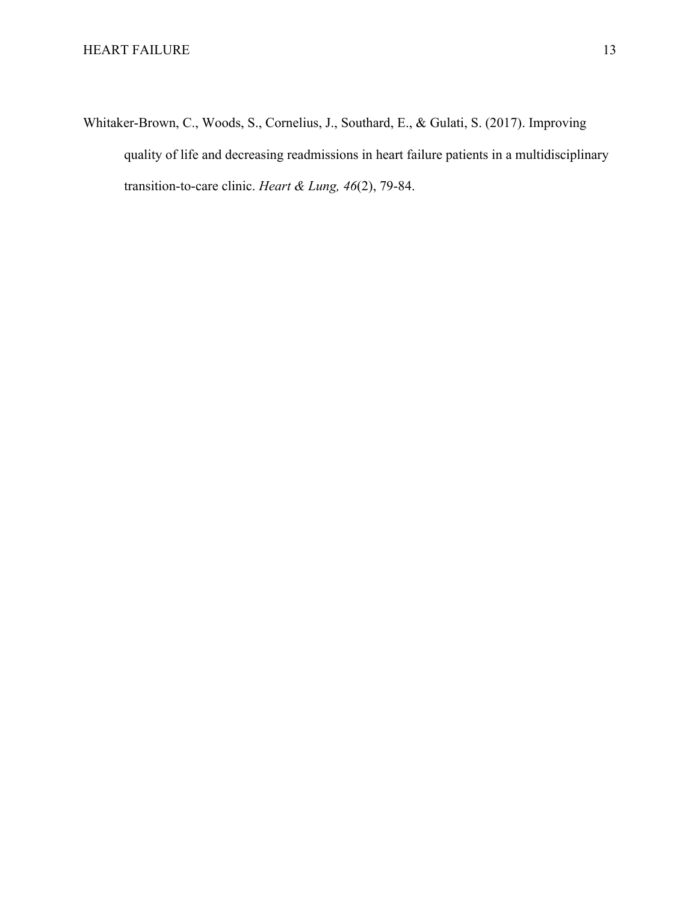Whitaker-Brown, C., Woods, S., Cornelius, J., Southard, E., & Gulati, S. (2017). Improving quality of life and decreasing readmissions in heart failure patients in a multidisciplinary transition-to-care clinic. *Heart & Lung, 46*(2), 79-84.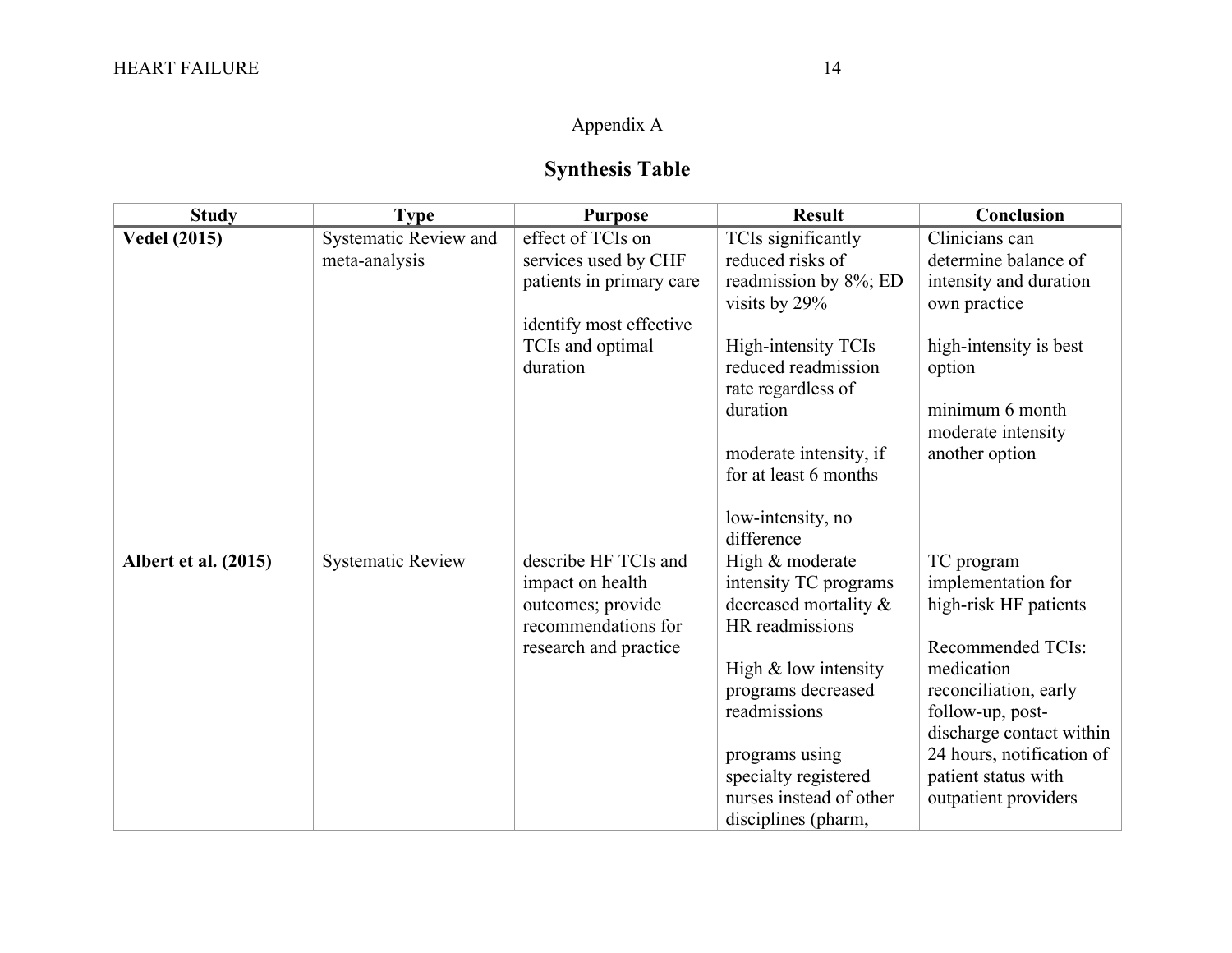Appendix A

## Synthesis Table

| Study | Type | Purpose | Result | Conclusion |
|---|---|---|---|---|
| **Vedel (2015)** | Systematic Review and meta-analysis | effect of TCIs on services used by CHF patients in primary care<br><br>identify most effective TCIs and optimal duration | TCIs significantly reduced risks of readmission by 8%; ED visits by 29%<br><br>High-intensity TCIs reduced readmission rate regardless of duration<br><br>moderate intensity, if for at least 6 months<br><br>low-intensity, no difference | Clinicians can determine balance of intensity and duration own practice<br><br>high-intensity is best option<br><br>minimum 6 month moderate intensity another option |
| **Albert et al. (2015)** | Systematic Review | describe HF TCIs and impact on health outcomes; provide recommendations for research and practice | High & moderate intensity TC programs decreased mortality & HR readmissions<br><br>High & low intensity programs decreased readmissions<br><br>programs using specialty registered nurses instead of other disciplines (pharm, | TC program implementation for high-risk HF patients<br><br>Recommended TCIs: medication reconciliation, early follow-up, post-discharge contact within 24 hours, notification of patient status with outpatient providers |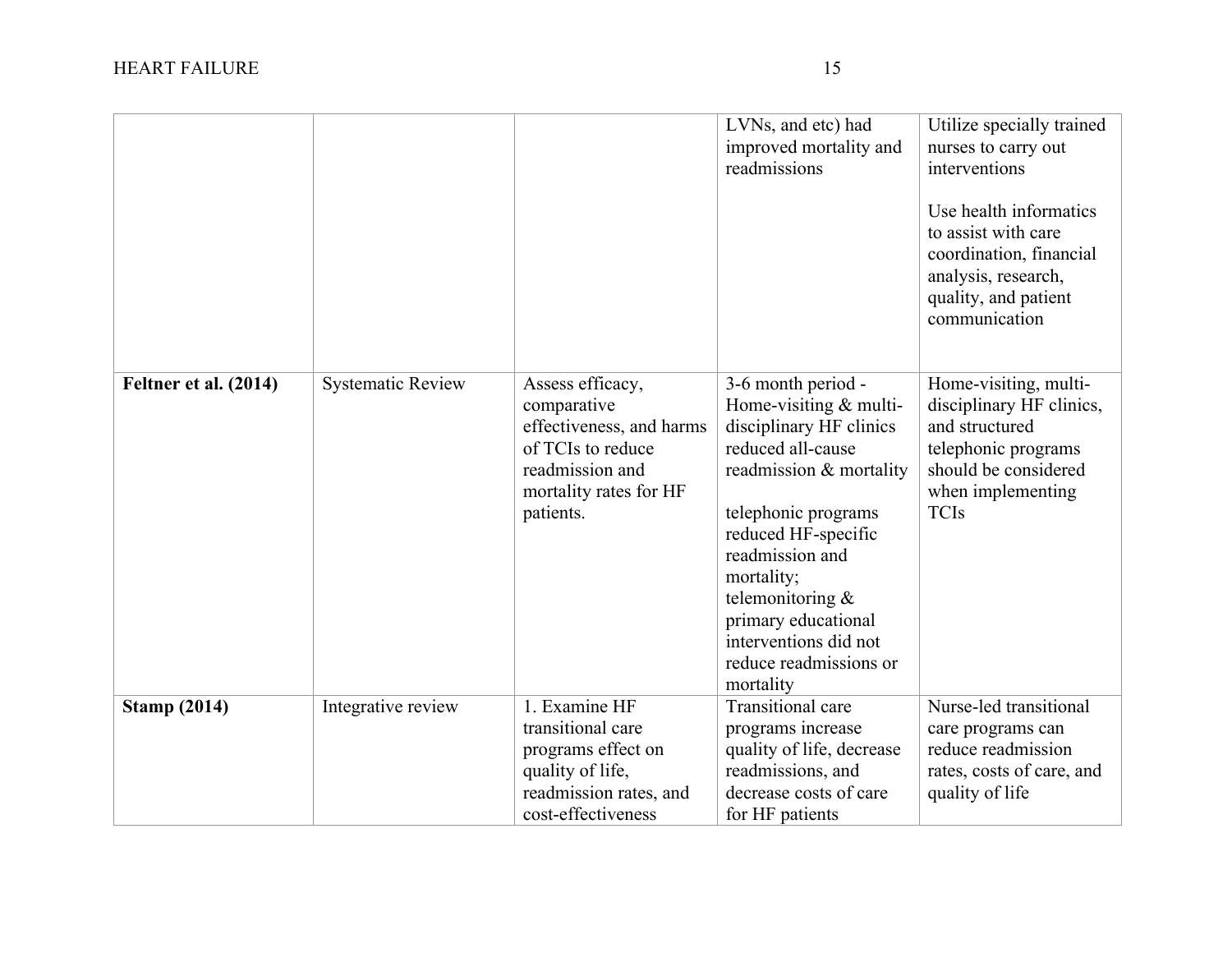| | | | | |
|---|---|---|---|---|
| | | | LVNs, and etc) had improved mortality and readmissions | Utilize specially trained nurses to carry out interventions<br><br>Use health informatics to assist with care coordination, financial analysis, research, quality, and patient communication |
| **Feltner et al. (2014)** | Systematic Review | Assess efficacy, comparative effectiveness, and harms of TCIs to reduce readmission and mortality rates for HF patients. | 3-6 month period - Home-visiting & multi-disciplinary HF clinics reduced all-cause readmission & mortality<br><br>telephonic programs reduced HF-specific readmission and mortality; telemonitoring & primary educational interventions did not reduce readmissions or mortality | Home-visiting, multi-disciplinary HF clinics, and structured telephonic programs should be considered when implementing TCIs |
| **Stamp (2014)** | Integrative review | 1. Examine HF transitional care programs effect on quality of life, readmission rates, and cost-effectiveness | Transitional care programs increase quality of life, decrease readmissions, and decrease costs of care for HF patients | Nurse-led transitional care programs can reduce readmission rates, costs of care, and quality of life |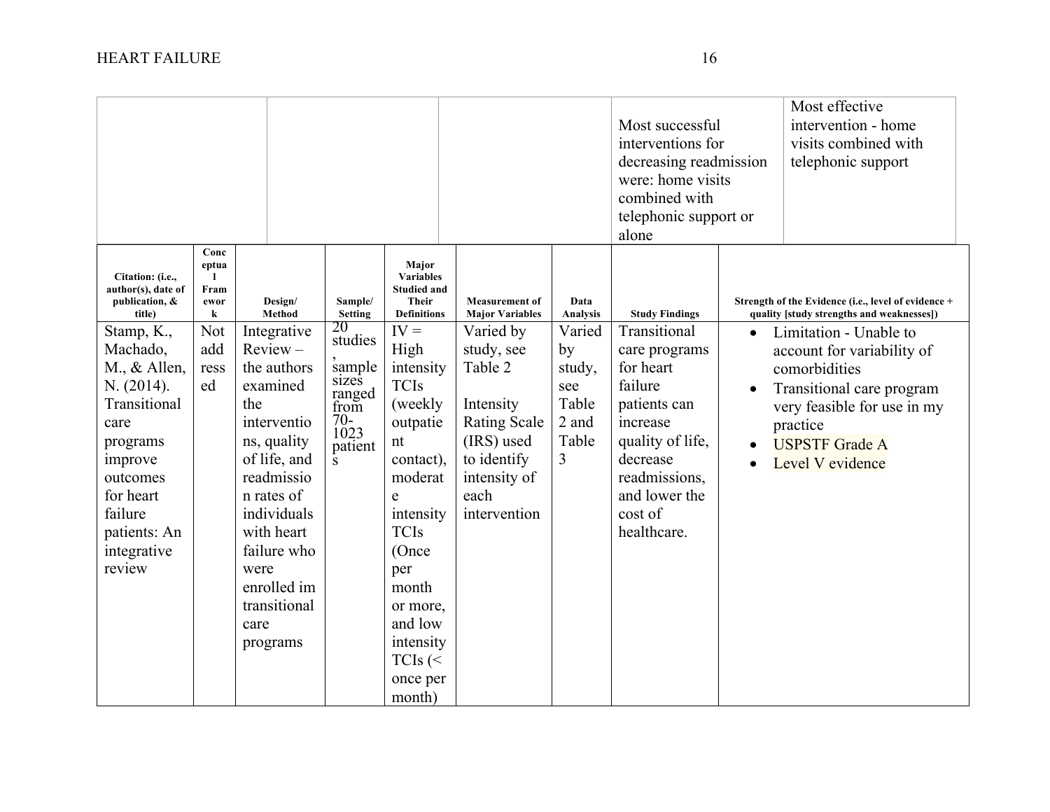| | | | | Most successful interventions for decreasing readmission were: home visits combined with telephonic support or alone | Most effective intervention - home visits combined with telephonic support |
|---|---|---|---|---|---|

| Citation: (i.e., author(s), date of publication, & title) | Conceptual Framework | Design/ Method | Sample/ Setting | Major Variables Studied and Their Definitions | Measurement of Major Variables | Data Analysis | Study Findings | Strength of the Evidence (i.e., level of evidence + quality [study strengths and weaknesses]) |
|---|---|---|---|---|---|---|---|---|
| Stamp, K., Machado, M., & Allen, N. (2014). Transitional care programs improve outcomes for heart failure patients: An integrative review | Not addressed | Integrative Review – the authors examined the interventions, quality of life, and readmission rates of individuals with heart failure who were enrolled im transitional care programs | 20 studies, sample sizes ranged from 70-1023 patients | IV = High intensity TCIs (weekly outpatient contact), moderate intensity TCIs (Once per month or more, and low intensity TCIs (< once per month) | Varied by study, see Table 2<br><br>Intensity Rating Scale (IRS) used to identify intensity of each intervention | Varied by study, see Table 2 and Table 3 | Transitional care programs for heart failure patients can increase quality of life, decrease readmissions, and lower the cost of healthcare. | • Limitation - Unable to account for variability of comorbidities<br>• Transitional care program very feasible for use in my practice<br>• USPSTF Grade A<br>• Level V evidence |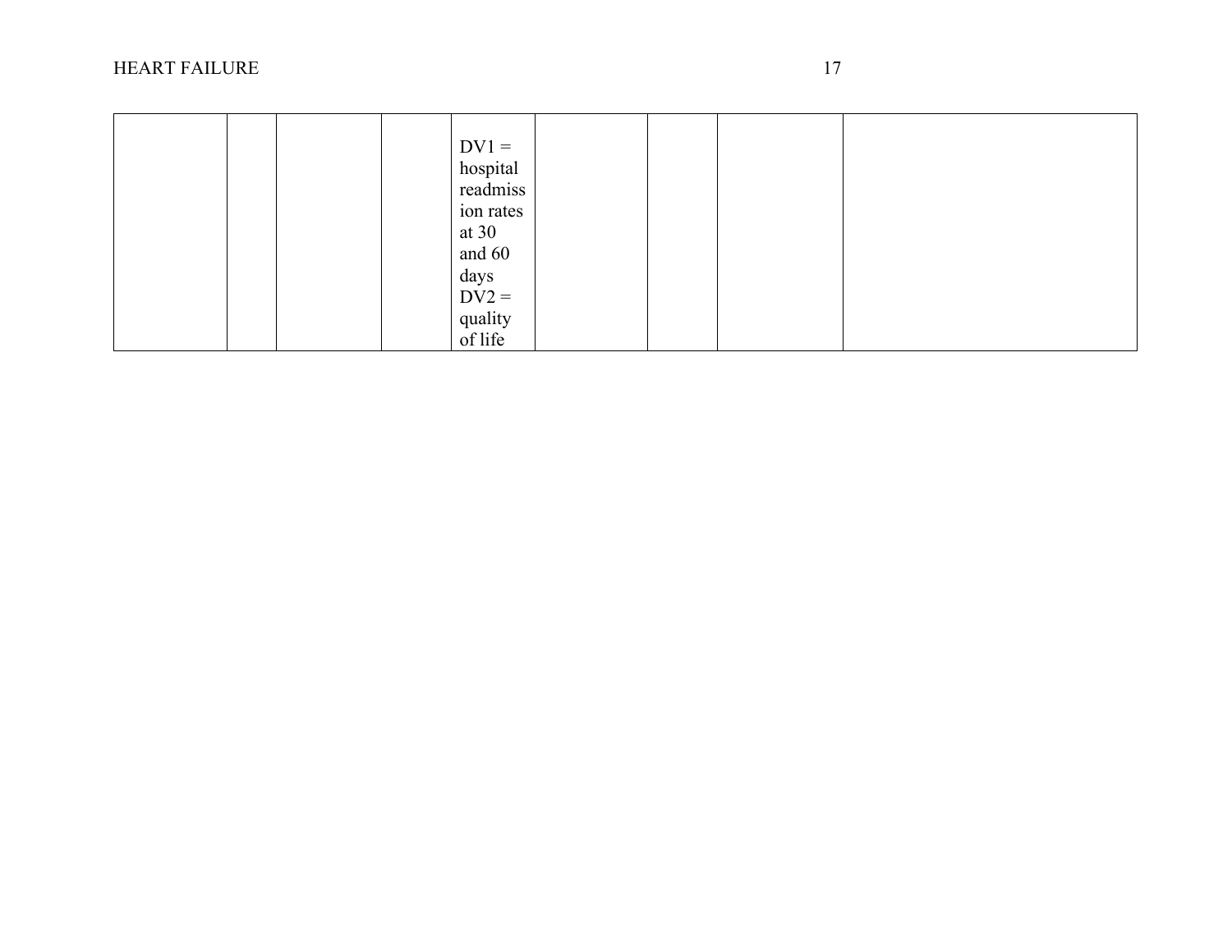| | | | | | | | | |
|---|---|---|---|---|---|---|---|---|
| | | | | DV1 = hospital readmission rates at 30 and 60 days DV2 = quality of life | | | | |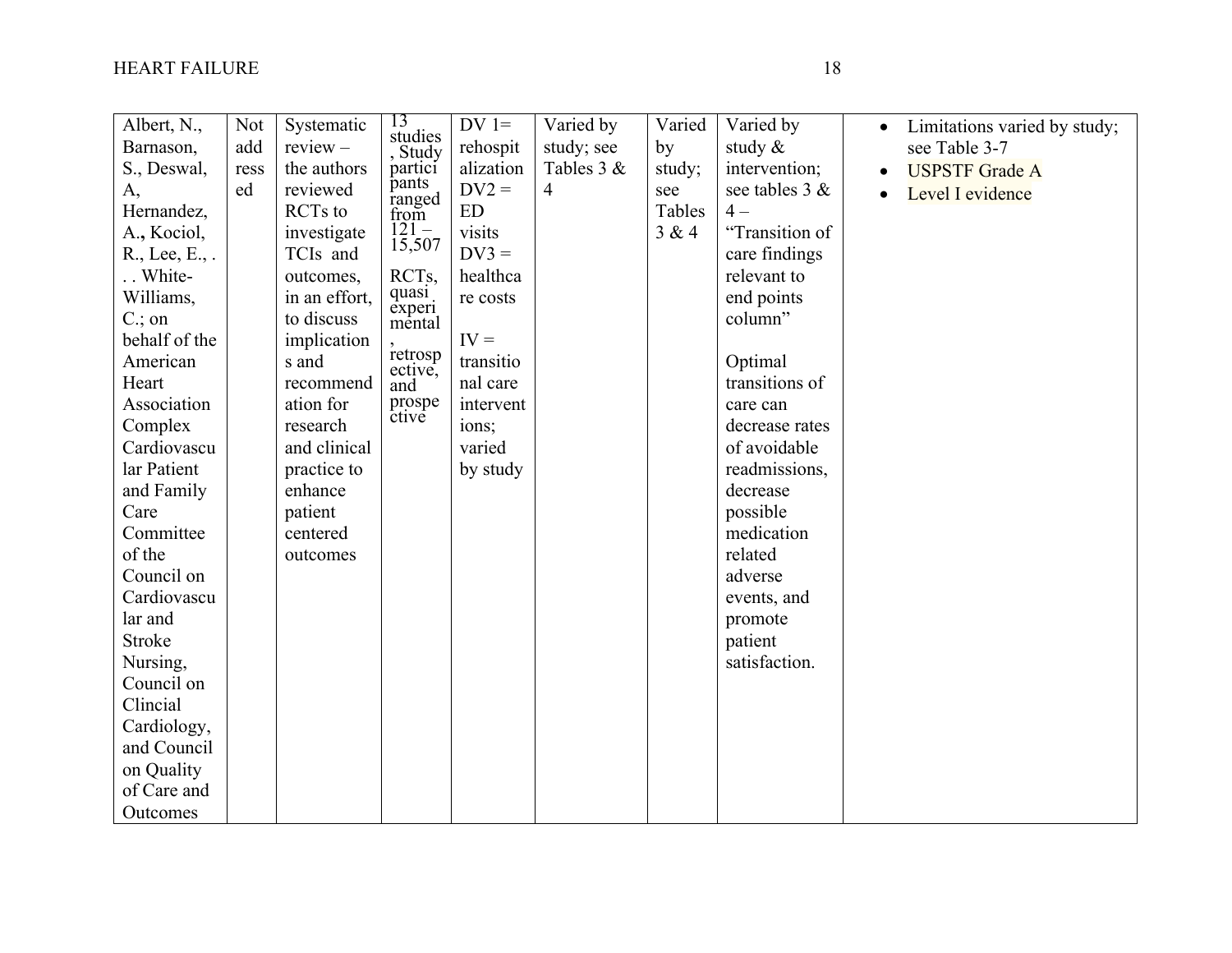| | | | | | | | | |
|---|---|---|---|---|---|---|---|---|
| Albert, N., Barnason, S., Deswal, A, Hernandez, A., Kociol, R., Lee, E., . . . White-Williams, C.; on behalf of the American Heart Association Complex Cardiovascular Patient and Family Care Committee of the Council on Cardiovascular and Stroke Nursing, Council on Clincial Cardiology, and Council on Quality of Care and Outcomes | Not addressed | Systematic review – the authors reviewed RCTs to investigate TCIs and outcomes, in an effort, to discuss implications and recommendation for research and clinical practice to enhance patient centered outcomes | 13 studies, Study participants ranged from 121 – 15,507<br><br>RCTs, quasi experimental, retrospective, and prospective | DV 1= rehospitalization<br>DV2 = ED visits<br>DV3 = healthcare costs<br><br>IV = transitional care interventions; varied by study | Varied by study; see Tables 3 & 4 | Varied by study; see Tables 3 & 4 | Varied by study & intervention; see tables 3 & 4 – "Transition of care findings relevant to end points column"<br><br>Optimal transitions of care can decrease rates of avoidable readmissions, decrease possible medication related adverse events, and promote patient satisfaction. | • Limitations varied by study; see Table 3-7<br>• USPSTF Grade A<br>• Level I evidence |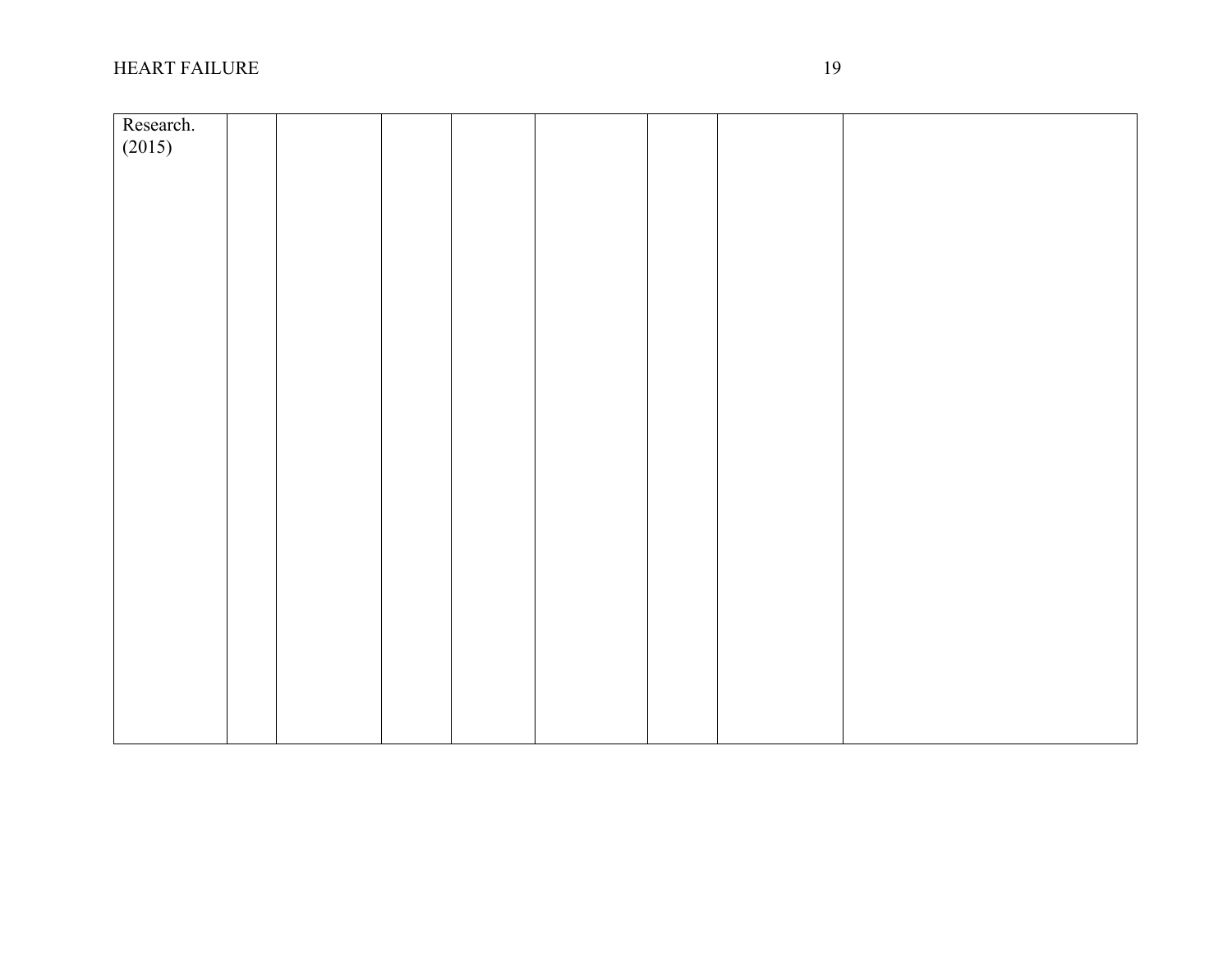| | | | | | | | | |
|---|---|---|---|---|---|---|---|---|
| Research. (2015) | | | | | | | | |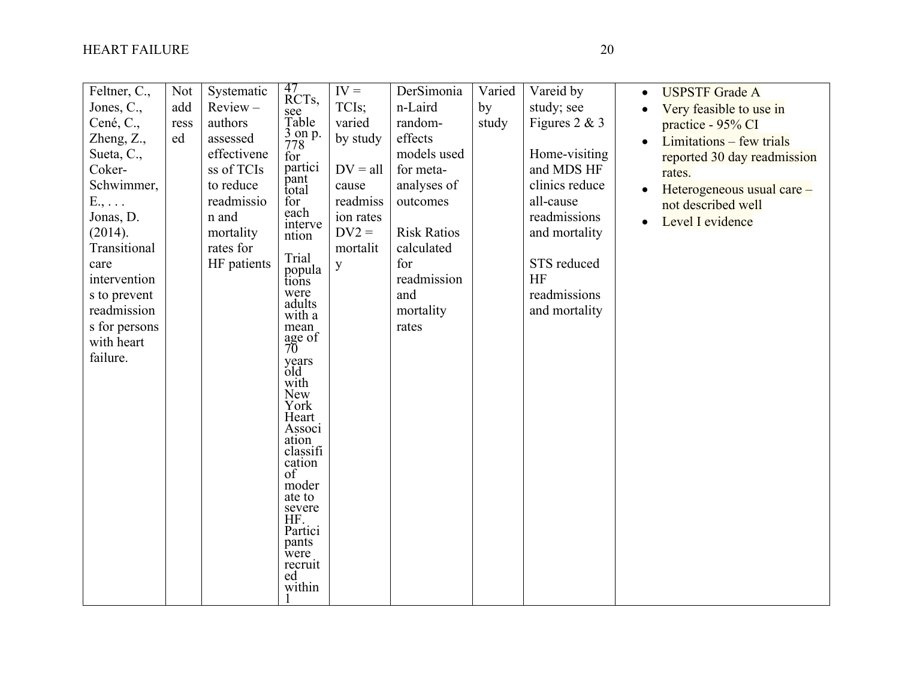| | | | | | | | | |
|---|---|---|---|---|---|---|---|---|
| Feltner, C., Jones, C., Cené, C., Zheng, Z., Sueta, C., Coker-Schwimmer, E., . . . Jonas, D. (2014). Transitional care interventions to prevent readmissions for persons with heart failure. | Not addressed | Systematic Review – authors assessed effectiveness of TCIs to reduce readmission and mortality rates for HF patients | 47 RCTs, see Table 3 on p. 778 for participant total for each intervention<br><br>Trial populations were adults with a mean age of 70 years old with New York Heart Association classification of moderate to severe HF. Participants were recruited within 1 | IV = TCIs; varied by study<br><br>DV = all cause readmission rates DV2 = mortality | DerSimonian-Laird random-effects models used for meta-analyses of outcomes<br><br>Risk Ratios calculated for readmission and mortality rates | Varied by study | Vareid by study; see Figures 2 & 3<br><br>Home-visiting and MDS HF clinics reduce all-cause readmissions and mortality<br><br>STS reduced HF readmissions and mortality | • USPSTF Grade A<br>• Very feasible to use in practice - 95% CI<br>• Limitations – few trials reported 30 day readmission rates.<br>• Heterogeneous usual care – not described well<br>• Level I evidence |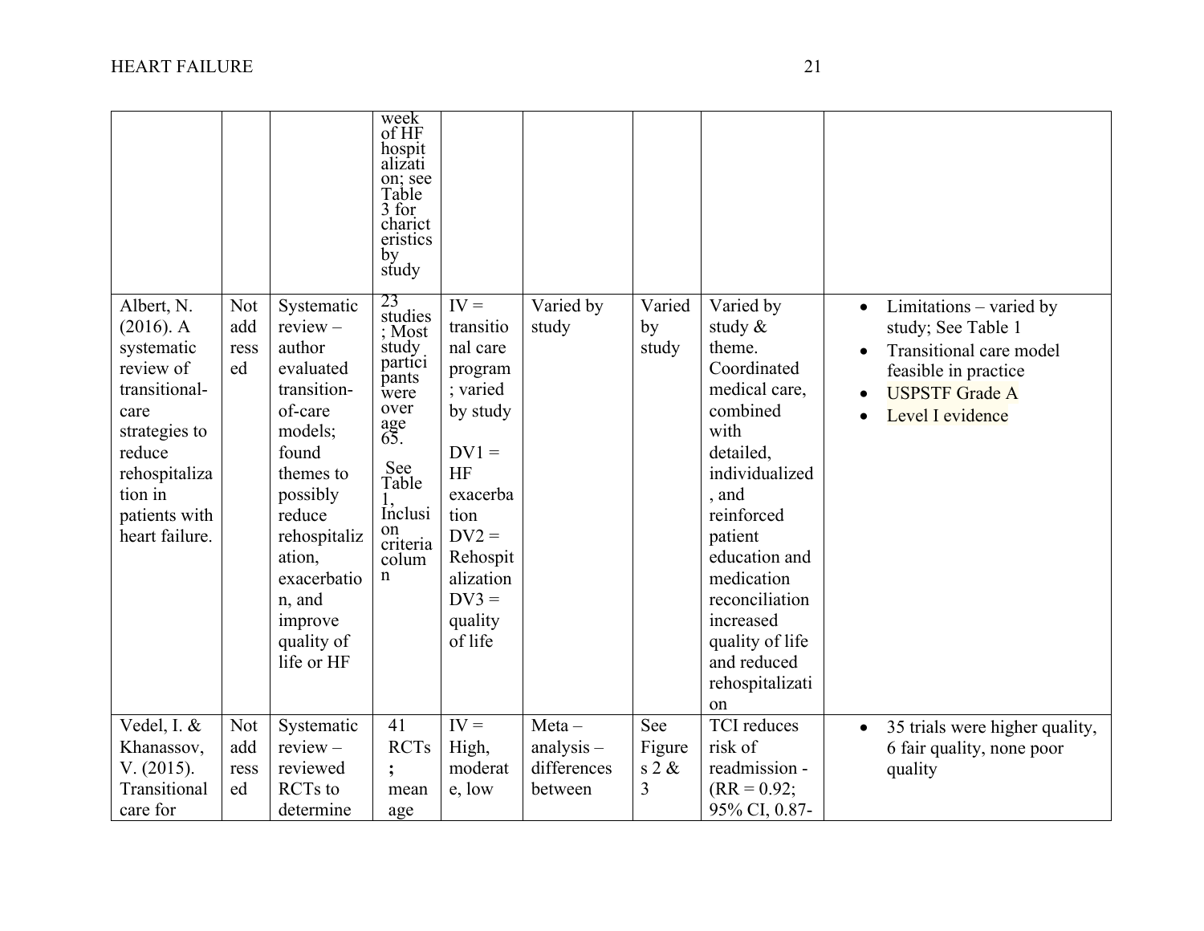|  |  |  |  |  |  |  |  |  |
|---|---|---|---|---|---|---|---|---|
|  |  |  | week of HF hospitalization; see Table 3 for charicteristics by study |  |  |  |  |  |
| Albert, N. (2016). A systematic review of transitional-care strategies to reduce rehospitalization in patients with heart failure. | Not addressed | Systematic review – author evaluated transition-of-care models; found themes to possibly reduce rehospitalization, exacerbation, and improve quality of life or HF | 23 studies; Most study participants were over age 65. See Table 1, Inclusion criteria column | IV = transitional care program; varied by study<br><br>DV1 = HF exacerbation<br>DV2 = Rehospitalization<br>DV3 = quality of life | Varied by study | Varied by study | Varied by study & theme. Coordinated medical care, combined with detailed, individualized, and reinforced patient education and medication reconciliation increased quality of life and reduced rehospitalization | • Limitations – varied by study; See Table 1<br>• Transitional care model feasible in practice<br>• USPSTF Grade A<br>• Level I evidence |
| Vedel, I. & Khanassov, V. (2015). Transitional care for | Not addressed | Systematic review – reviewed RCTs to determine | 41 RCTs; mean age | IV = High, moderate, low | Meta – analysis – differences between | See Figures 2 & 3 | TCI reduces risk of readmission - (RR = 0.92; 95% CI, 0.87- | • 35 trials were higher quality, 6 fair quality, none poor quality |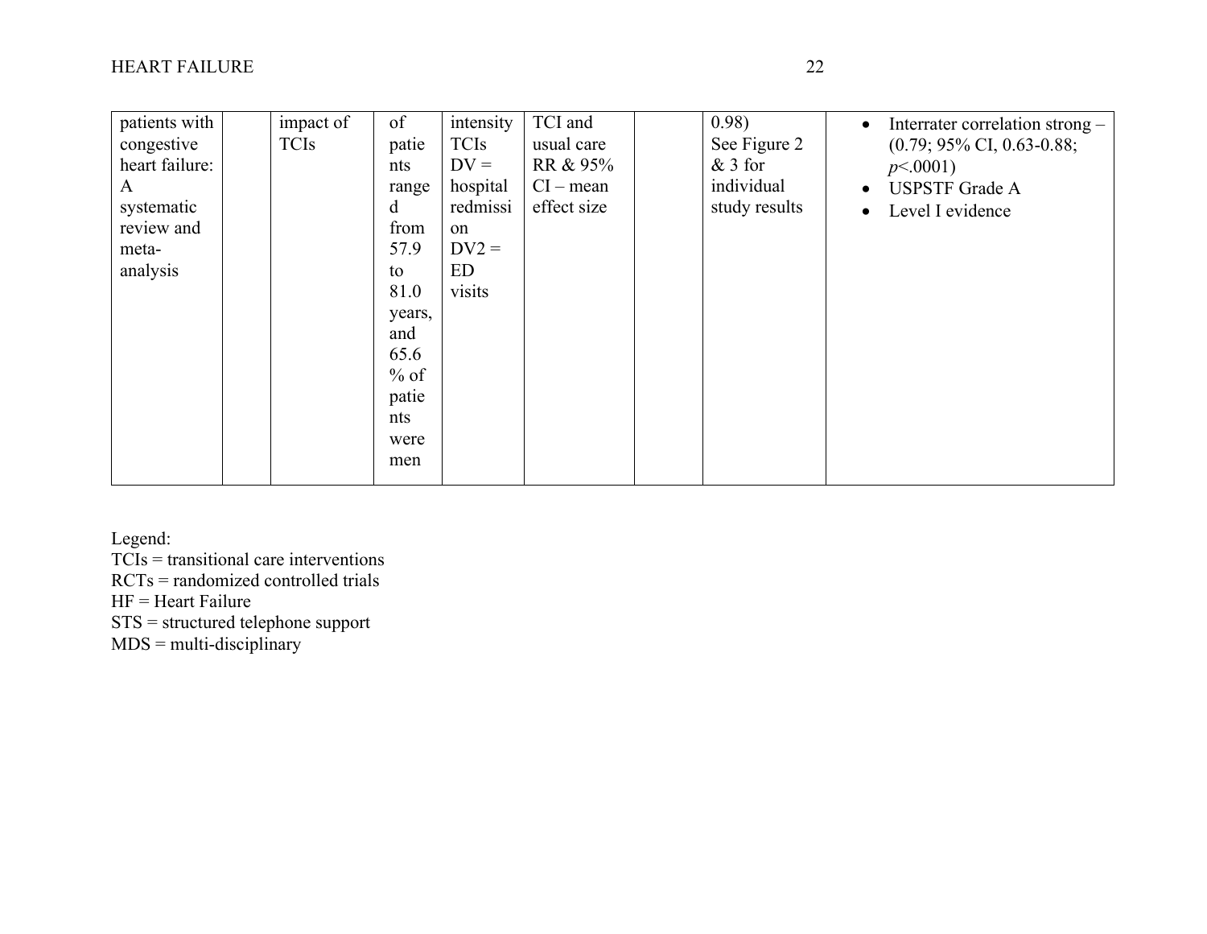| | | | | | | | | |
|---|---|---|---|---|---|---|---|---|
| patients with congestive heart failure: A systematic review and meta-analysis | | impact of TCIs | of patients ranged from 57.9 to 81.0 years, and 65.6 % of patients were men | intensity TCIs DV = hospital redmission DV2 = ED visits | TCI and usual care RR & 95% CI – mean effect size | | 0.98) See Figure 2 & 3 for individual study results | • Interrater correlation strong – (0.79; 95% CI, 0.63-0.88; *p*<.0001)<br>• USPSTF Grade A<br>• Level I evidence |

Legend:
TCIs = transitional care interventions
RCTs = randomized controlled trials
HF = Heart Failure
STS = structured telephone support
MDS = multi-disciplinary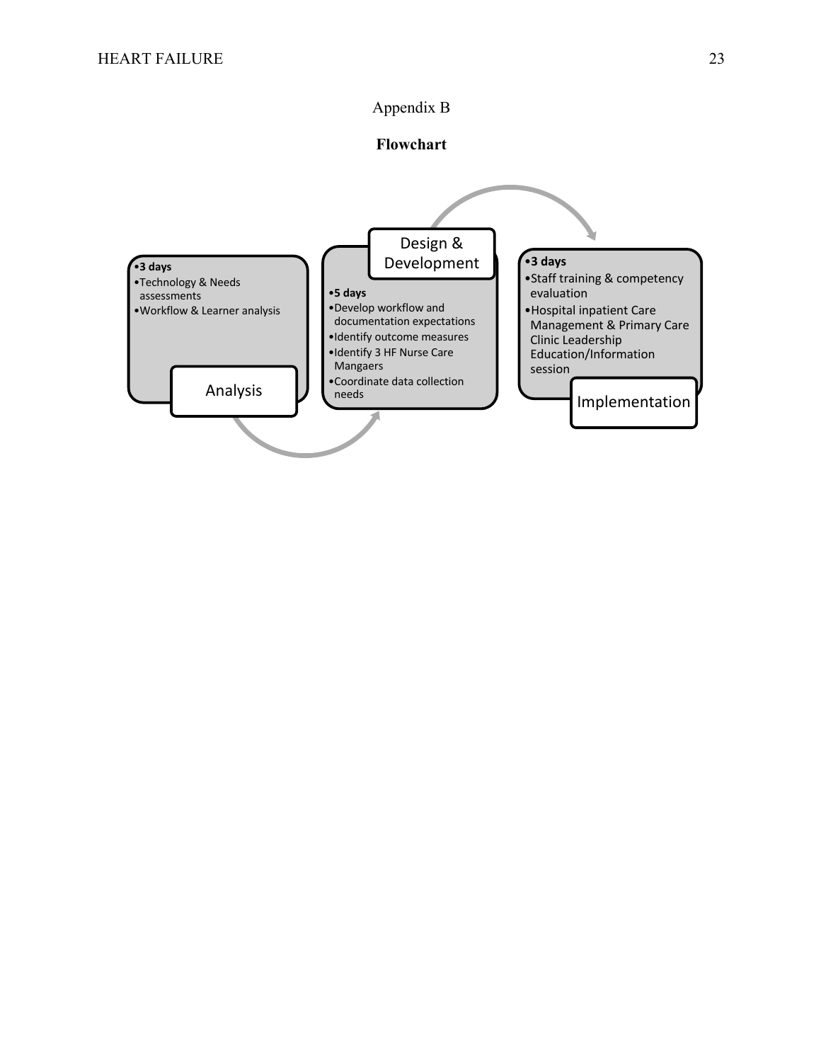Appendix B

**Flowchart**

Analysis

- **3 days**
- Technology & Needs assessments
- Workflow & Learner analysis

Design & Development

- **5 days**
- Develop workflow and documentation expectations
- Identify outcome measures
- Identify 3 HF Nurse Care Mangaers
- Coordinate data collection needs

Implementation

- **3 days**
- Staff training & competency evaluation
- Hospital inpatient Care Management & Primary Care Clinic Leadership Education/Information session